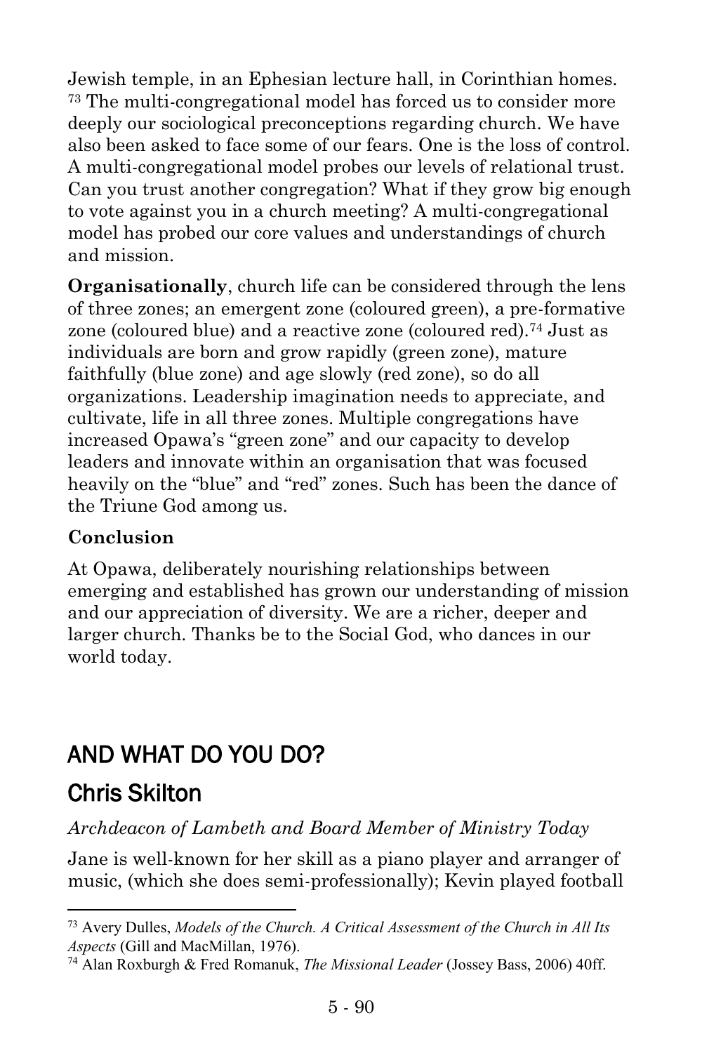Jewish temple, in an Ephesian lecture hall, in Corinthian homes. [73] The multi-congregational model has forced us to consider more deeply our sociological preconceptions regarding church. We have also been asked to face some of our fears. One is the loss of control. A multi-congregational model probes our levels of relational trust. Can you trust another congregation? What if they grow big enough to vote against you in a church meeting? A multi-congregational model has probed our core values and understandings of church and mission.

**Organisationally**, church life can be considered through the lens of three zones; an emergent zone (coloured green), a pre-formative zone (coloured blue) and a reactive zone (coloured red).[74] Just as individuals are born and grow rapidly (green zone), mature faithfully (blue zone) and age slowly (red zone), so do all organizations. Leadership imagination needs to appreciate, and cultivate, life in all three zones. Multiple congregations have increased Opawa's "green zone" and our capacity to develop leaders and innovate within an organisation that was focused heavily on the "blue" and "red" zones. Such has been the dance of the Triune God among us.

**Conclusion**

At Opawa, deliberately nourishing relationships between emerging and established has grown our understanding of mission and our appreciation of diversity. We are a richer, deeper and larger church. Thanks be to the Social God, who dances in our world today.

# AND WHAT DO YOU DO?

## Chris Skilton

*Archdeacon of Lambeth and Board Member of Ministry Today*

Jane is well-known for her skill as a piano player and arranger of music, (which she does semi-professionally); Kevin played football

---

[73] Avery Dulles, *Models of the Church. A Critical Assessment of the Church in All Its Aspects* (Gill and MacMillan, 1976).

[74] Alan Roxburgh & Fred Romanuk, *The Missional Leader* (Jossey Bass, 2006) 40ff.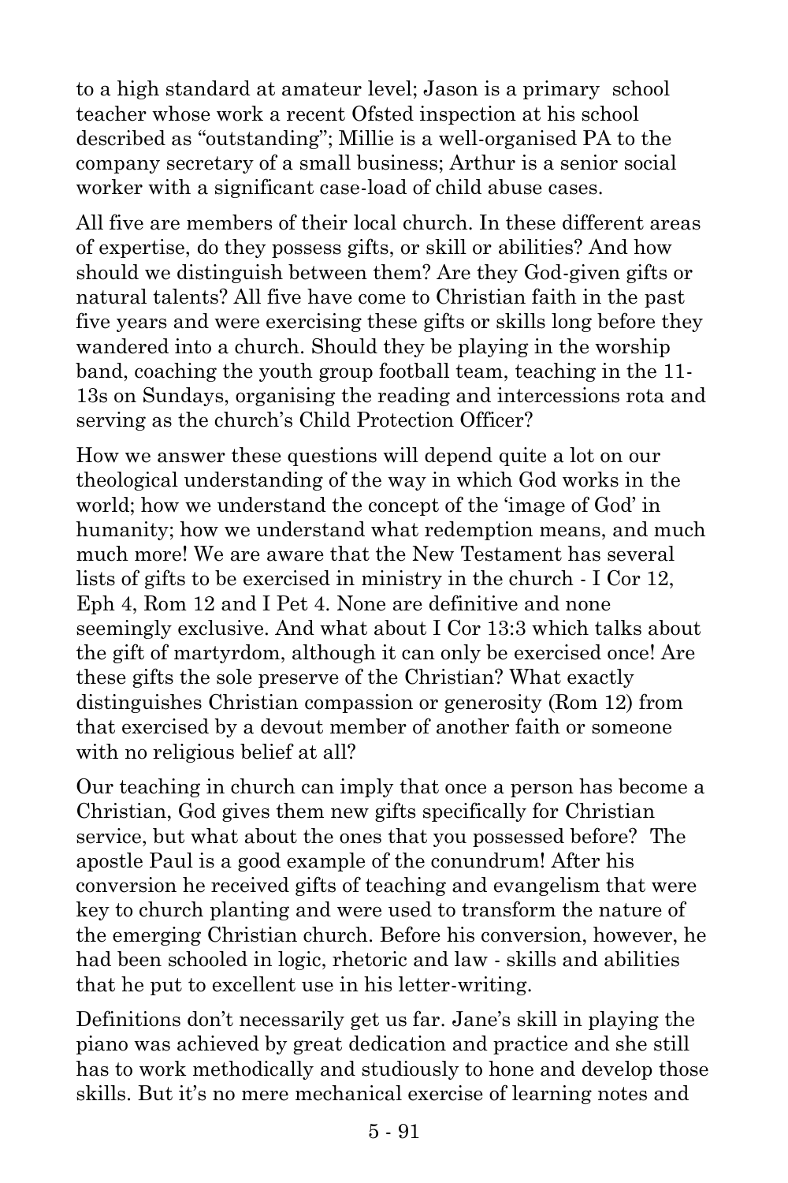to a high standard at amateur level; Jason is a primary school teacher whose work a recent Ofsted inspection at his school described as "outstanding"; Millie is a well-organised PA to the company secretary of a small business; Arthur is a senior social worker with a significant case-load of child abuse cases.

All five are members of their local church. In these different areas of expertise, do they possess gifts, or skill or abilities? And how should we distinguish between them? Are they God-given gifts or natural talents? All five have come to Christian faith in the past five years and were exercising these gifts or skills long before they wandered into a church. Should they be playing in the worship band, coaching the youth group football team, teaching in the 11-13s on Sundays, organising the reading and intercessions rota and serving as the church's Child Protection Officer?

How we answer these questions will depend quite a lot on our theological understanding of the way in which God works in the world; how we understand the concept of the 'image of God' in humanity; how we understand what redemption means, and much much more! We are aware that the New Testament has several lists of gifts to be exercised in ministry in the church - I Cor 12, Eph 4, Rom 12 and I Pet 4. None are definitive and none seemingly exclusive. And what about I Cor 13:3 which talks about the gift of martyrdom, although it can only be exercised once! Are these gifts the sole preserve of the Christian? What exactly distinguishes Christian compassion or generosity (Rom 12) from that exercised by a devout member of another faith or someone with no religious belief at all?

Our teaching in church can imply that once a person has become a Christian, God gives them new gifts specifically for Christian service, but what about the ones that you possessed before? The apostle Paul is a good example of the conundrum! After his conversion he received gifts of teaching and evangelism that were key to church planting and were used to transform the nature of the emerging Christian church. Before his conversion, however, he had been schooled in logic, rhetoric and law - skills and abilities that he put to excellent use in his letter-writing.

Definitions don't necessarily get us far. Jane's skill in playing the piano was achieved by great dedication and practice and she still has to work methodically and studiously to hone and develop those skills. But it's no mere mechanical exercise of learning notes and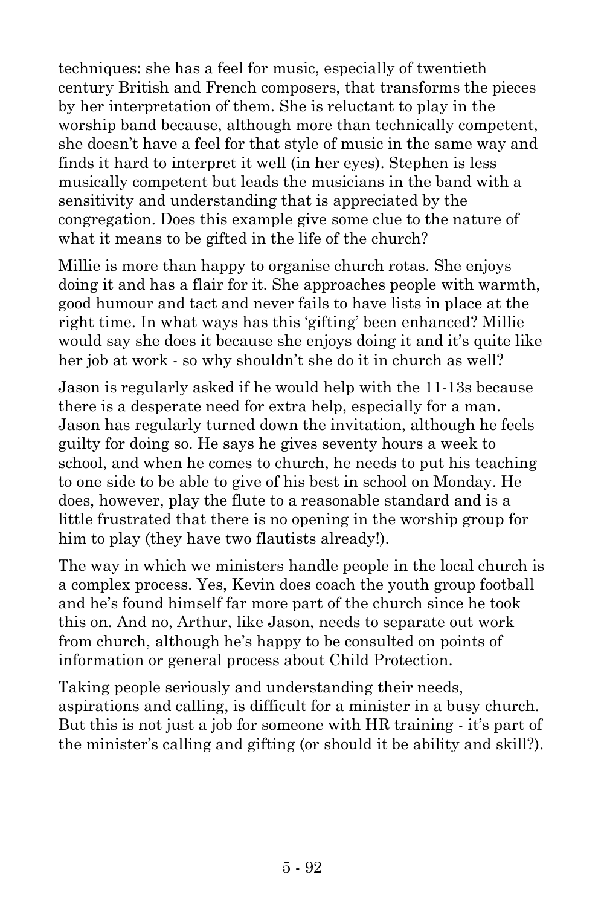techniques: she has a feel for music, especially of twentieth century British and French composers, that transforms the pieces by her interpretation of them. She is reluctant to play in the worship band because, although more than technically competent, she doesn't have a feel for that style of music in the same way and finds it hard to interpret it well (in her eyes). Stephen is less musically competent but leads the musicians in the band with a sensitivity and understanding that is appreciated by the congregation. Does this example give some clue to the nature of what it means to be gifted in the life of the church?

Millie is more than happy to organise church rotas. She enjoys doing it and has a flair for it. She approaches people with warmth, good humour and tact and never fails to have lists in place at the right time. In what ways has this 'gifting' been enhanced? Millie would say she does it because she enjoys doing it and it's quite like her job at work - so why shouldn't she do it in church as well?

Jason is regularly asked if he would help with the 11-13s because there is a desperate need for extra help, especially for a man. Jason has regularly turned down the invitation, although he feels guilty for doing so. He says he gives seventy hours a week to school, and when he comes to church, he needs to put his teaching to one side to be able to give of his best in school on Monday. He does, however, play the flute to a reasonable standard and is a little frustrated that there is no opening in the worship group for him to play (they have two flautists already!).

The way in which we ministers handle people in the local church is a complex process. Yes, Kevin does coach the youth group football and he's found himself far more part of the church since he took this on. And no, Arthur, like Jason, needs to separate out work from church, although he's happy to be consulted on points of information or general process about Child Protection.

Taking people seriously and understanding their needs, aspirations and calling, is difficult for a minister in a busy church. But this is not just a job for someone with HR training - it's part of the minister's calling and gifting (or should it be ability and skill?).